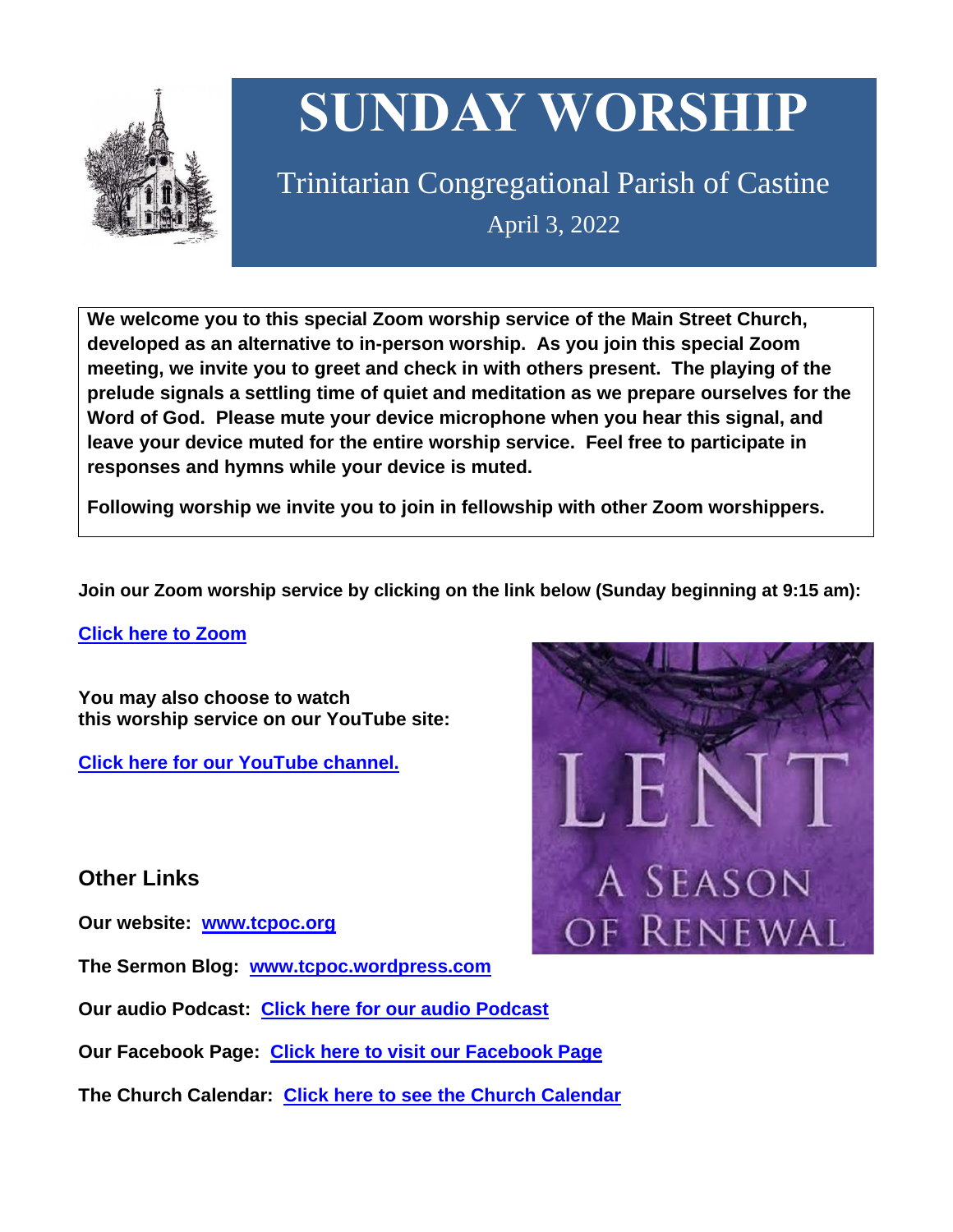# SUNDAY WORSHIP

Trinitarian Congregational Parish of Castine

April 3, 2022

**We welcome you to this special Zoom worship service of the Main Street Church, developed as an alternative to in-person worship. As you join this special Zoom meeting, we invite you to greet and check in with others present. The playing of the prelude signals a settling time of quiet and meditation as we prepare ourselves for the Word of God. Please mute your device microphone when you hear this signal, and leave your device muted for the entire worship service. Feel free to participate in responses and hymns while your device is muted.**

**Following worship we invite you to join in fellowship with other Zoom worshippers.**

**Join our Zoom worship service by clicking on the link below (Sunday beginning at 9:15 am):**

**Click here to Zoom**

**You may also choose to watch this worship service on our YouTube site:**

**Click here for our YouTube channel.**

LENT

A SEASON OF RENEWAL

## Other Links

**Our website: www.tcpoc.org**

**The Sermon Blog: www.tcpoc.wordpress.com**

**Our audio Podcast: Click here for our audio Podcast**

**Our Facebook Page: Click here to visit our Facebook Page**

**The Church Calendar: Click here to see the Church Calendar**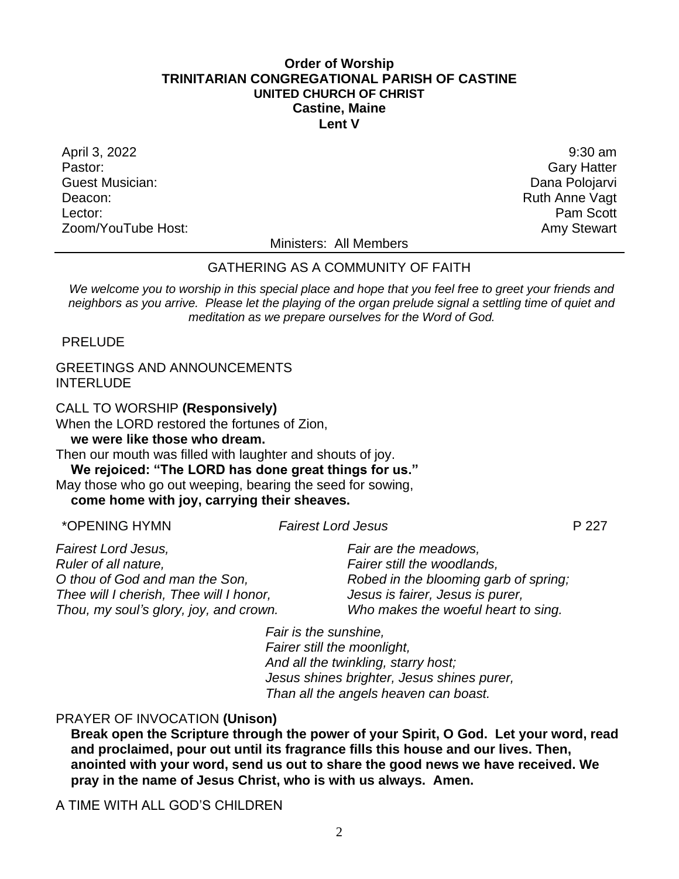**Order of Worship**
**TRINITARIAN CONGREGATIONAL PARISH OF CASTINE**
**UNITED CHURCH OF CHRIST**
**Castine, Maine**
**Lent V**

| | |
|---|---|
| April 3, 2022 | 9:30 am |
| Pastor: | Gary Hatter |
| Guest Musician: | Dana Polojarvi |
| Deacon: | Ruth Anne Vagt |
| Lector: | Pam Scott |
| Zoom/YouTube Host: | Amy Stewart |

Ministers: All Members

---

GATHERING AS A COMMUNITY OF FAITH

*We welcome you to worship in this special place and hope that you feel free to greet your friends and neighbors as you arrive. Please let the playing of the organ prelude signal a settling time of quiet and meditation as we prepare ourselves for the Word of God.*

PRELUDE

GREETINGS AND ANNOUNCEMENTS
INTERLUDE

CALL TO WORSHIP **(Responsively)**
When the LORD restored the fortunes of Zion,
**we were like those who dream.**
Then our mouth was filled with laughter and shouts of joy.
**We rejoiced: "The LORD has done great things for us."**
May those who go out weeping, bearing the seed for sowing,
**come home with joy, carrying their sheaves.**

\*OPENING HYMN *Fairest Lord Jesus* P 227

*Fairest Lord Jesus,*
*Ruler of all nature,*
*O thou of God and man the Son,*
*Thee will I cherish, Thee will I honor,*
*Thou, my soul's glory, joy, and crown.*

*Fair are the meadows,*
*Fairer still the woodlands,*
*Robed in the blooming garb of spring;*
*Jesus is fairer, Jesus is purer,*
*Who makes the woeful heart to sing.*

*Fair is the sunshine,*
*Fairer still the moonlight,*
*And all the twinkling, starry host;*
*Jesus shines brighter, Jesus shines purer,*
*Than all the angels heaven can boast.*

PRAYER OF INVOCATION **(Unison)**
**Break open the Scripture through the power of your Spirit, O God. Let your word, read and proclaimed, pour out until its fragrance fills this house and our lives. Then, anointed with your word, send us out to share the good news we have received. We pray in the name of Jesus Christ, who is with us always. Amen.**

A TIME WITH ALL GOD'S CHILDREN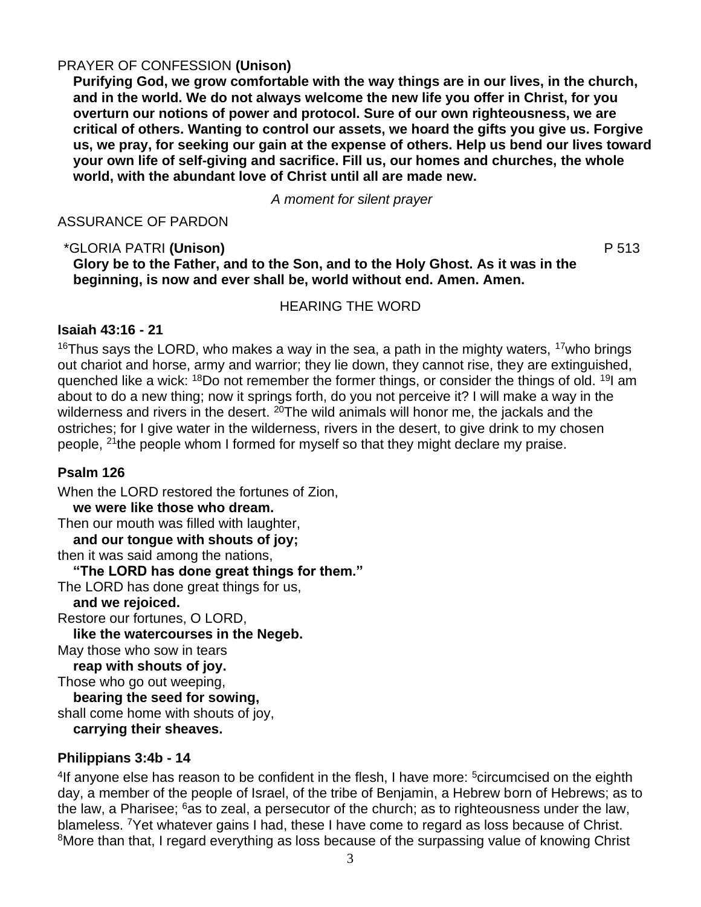PRAYER OF CONFESSION **(Unison)**

**Purifying God, we grow comfortable with the way things are in our lives, in the church, and in the world. We do not always welcome the new life you offer in Christ, for you overturn our notions of power and protocol. Sure of our own righteousness, we are critical of others. Wanting to control our assets, we hoard the gifts you give us. Forgive us, we pray, for seeking our gain at the expense of others. Help us bend our lives toward your own life of self-giving and sacrifice. Fill us, our homes and churches, the whole world, with the abundant love of Christ until all are made new.**

*A moment for silent prayer*

ASSURANCE OF PARDON

*GLORIA PATRI **(Unison)** P 513

**Glory be to the Father, and to the Son, and to the Holy Ghost. As it was in the beginning, is now and ever shall be, world without end. Amen. Amen.**

HEARING THE WORD

**Isaiah 43:16 - 21**

[16]Thus says the LORD, who makes a way in the sea, a path in the mighty waters, [17]who brings out chariot and horse, army and warrior; they lie down, they cannot rise, they are extinguished, quenched like a wick: [18]Do not remember the former things, or consider the things of old. [19]I am about to do a new thing; now it springs forth, do you not perceive it? I will make a way in the wilderness and rivers in the desert. [20]The wild animals will honor me, the jackals and the ostriches; for I give water in the wilderness, rivers in the desert, to give drink to my chosen people, [21]the people whom I formed for myself so that they might declare my praise.

**Psalm 126**

When the LORD restored the fortunes of Zion,
**we were like those who dream.**
Then our mouth was filled with laughter,
**and our tongue with shouts of joy;**
then it was said among the nations,
**"The LORD has done great things for them."**
The LORD has done great things for us,
**and we rejoiced.**
Restore our fortunes, O LORD,
**like the watercourses in the Negeb.**
May those who sow in tears
**reap with shouts of joy.**
Those who go out weeping,
**bearing the seed for sowing,**
shall come home with shouts of joy,
**carrying their sheaves.**

**Philippians 3:4b - 14**

[4]If anyone else has reason to be confident in the flesh, I have more: [5]circumcised on the eighth day, a member of the people of Israel, of the tribe of Benjamin, a Hebrew born of Hebrews; as to the law, a Pharisee; [6]as to zeal, a persecutor of the church; as to righteousness under the law, blameless. [7]Yet whatever gains I had, these I have come to regard as loss because of Christ. [8]More than that, I regard everything as loss because of the surpassing value of knowing Christ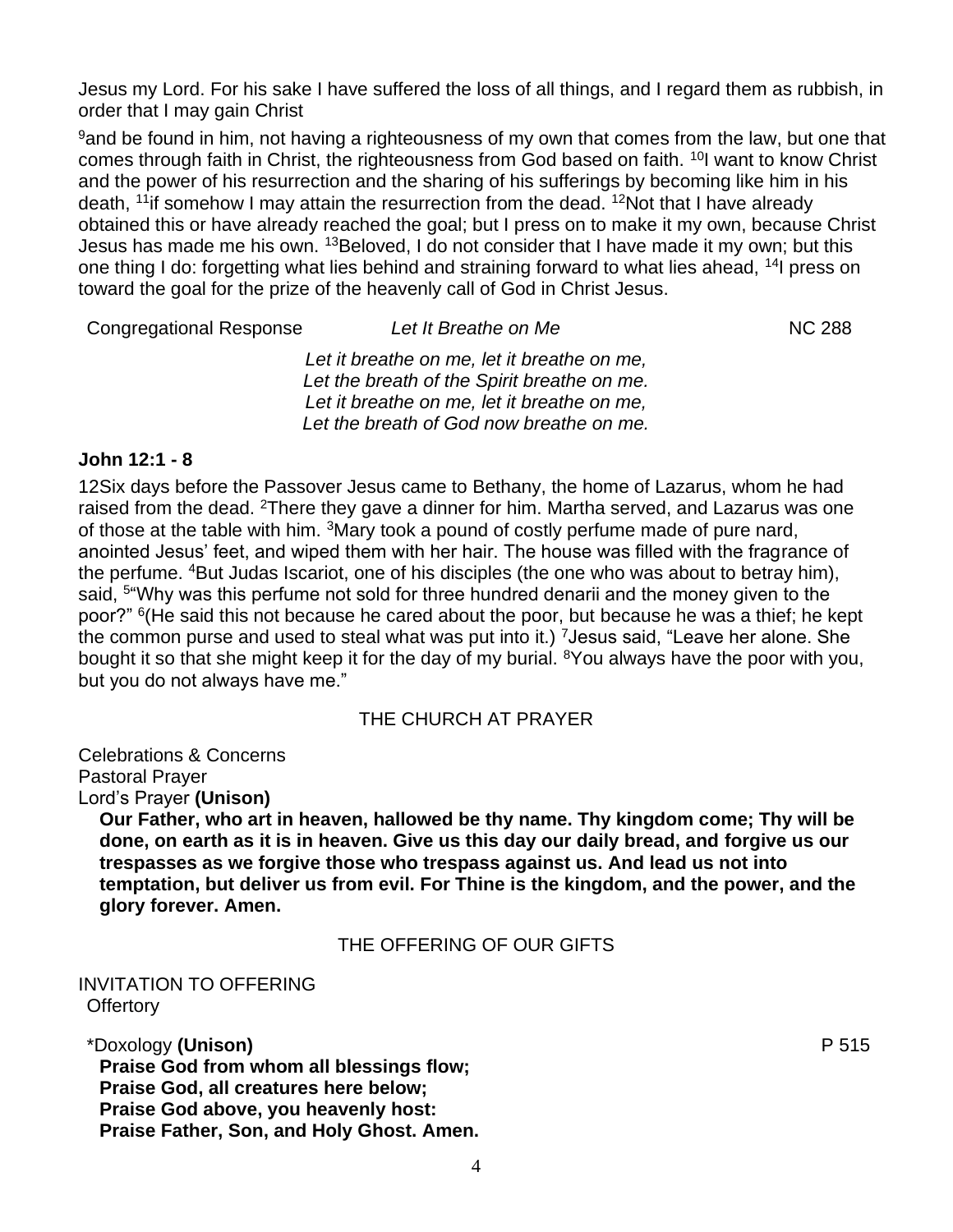Jesus my Lord. For his sake I have suffered the loss of all things, and I regard them as rubbish, in order that I may gain Christ

[9]and be found in him, not having a righteousness of my own that comes from the law, but one that comes through faith in Christ, the righteousness from God based on faith. [10]I want to know Christ and the power of his resurrection and the sharing of his sufferings by becoming like him in his death, [11]if somehow I may attain the resurrection from the dead. [12]Not that I have already obtained this or have already reached the goal; but I press on to make it my own, because Christ Jesus has made me his own. [13]Beloved, I do not consider that I have made it my own; but this one thing I do: forgetting what lies behind and straining forward to what lies ahead, [14]I press on toward the goal for the prize of the heavenly call of God in Christ Jesus.

Congregational Response — *Let It Breathe on Me* — NC 288

*Let it breathe on me, let it breathe on me,*
*Let the breath of the Spirit breathe on me.*
*Let it breathe on me, let it breathe on me,*
*Let the breath of God now breathe on me.*

**John 12:1 - 8**

12Six days before the Passover Jesus came to Bethany, the home of Lazarus, whom he had raised from the dead. [2]There they gave a dinner for him. Martha served, and Lazarus was one of those at the table with him. [3]Mary took a pound of costly perfume made of pure nard, anointed Jesus' feet, and wiped them with her hair. The house was filled with the fragrance of the perfume. [4]But Judas Iscariot, one of his disciples (the one who was about to betray him), said, [5]"Why was this perfume not sold for three hundred denarii and the money given to the poor?" [6](He said this not because he cared about the poor, but because he was a thief; he kept the common purse and used to steal what was put into it.) [7]Jesus said, "Leave her alone. She bought it so that she might keep it for the day of my burial. [8]You always have the poor with you, but you do not always have me."

THE CHURCH AT PRAYER

Celebrations & Concerns
Pastoral Prayer
Lord's Prayer **(Unison)**

**Our Father, who art in heaven, hallowed be thy name. Thy kingdom come; Thy will be done, on earth as it is in heaven. Give us this day our daily bread, and forgive us our trespasses as we forgive those who trespass against us. And lead us not into temptation, but deliver us from evil. For Thine is the kingdom, and the power, and the glory forever. Amen.**

THE OFFERING OF OUR GIFTS

INVITATION TO OFFERING
Offertory

*Doxology **(Unison)** — P 515

**Praise God from whom all blessings flow;**
**Praise God, all creatures here below;**
**Praise God above, you heavenly host:**
**Praise Father, Son, and Holy Ghost. Amen.**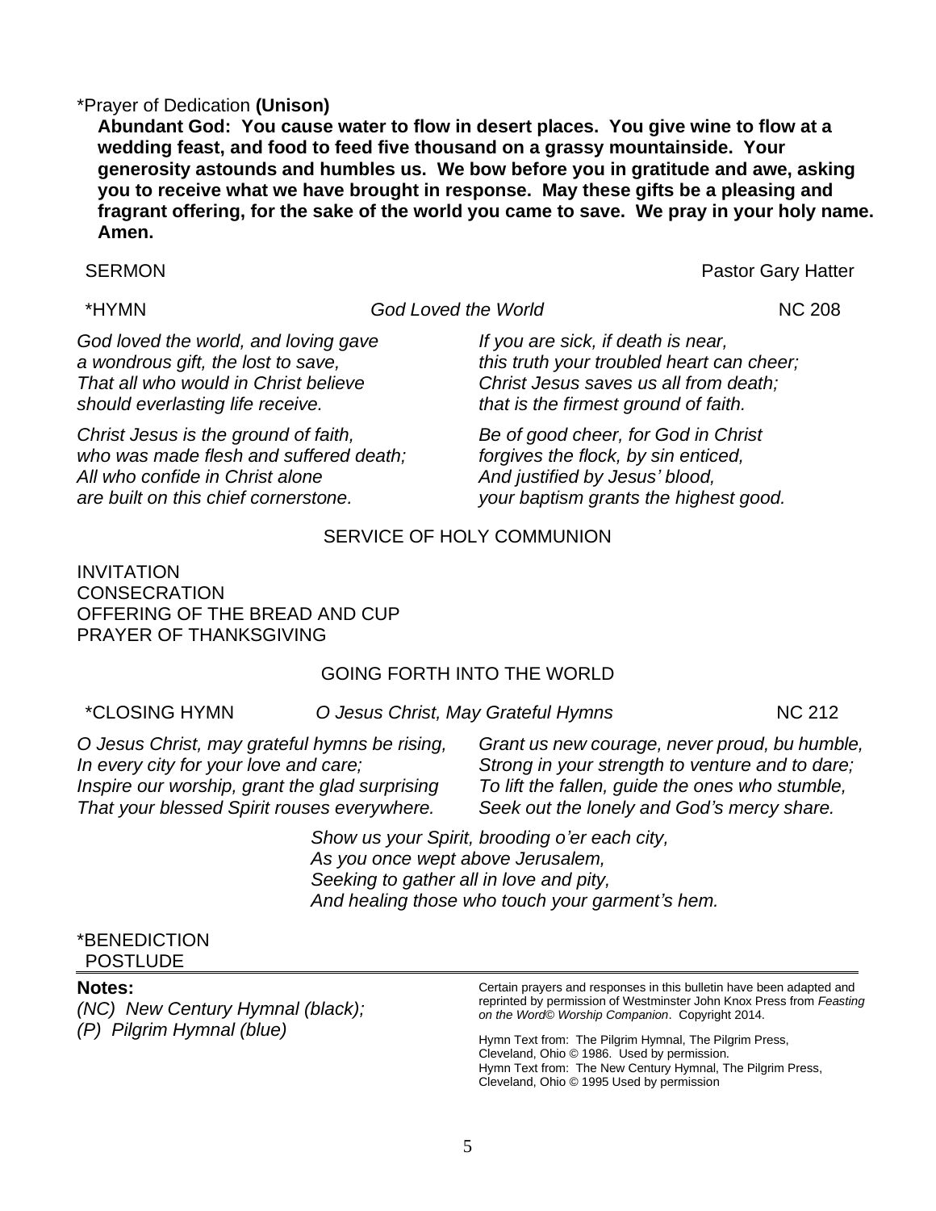*Prayer of Dedication **(Unison)**

**Abundant God: You cause water to flow in desert places. You give wine to flow at a wedding feast, and food to feed five thousand on a grassy mountainside. Your generosity astounds and humbles us. We bow before you in gratitude and awe, asking you to receive what we have brought in response. May these gifts be a pleasing and fragrant offering, for the sake of the world you came to save. We pray in your holy name. Amen.**

SERMON Pastor Gary Hatter

*HYMN *God Loved the World* NC 208

*God loved the world, and loving gave*
*a wondrous gift, the lost to save,*
*That all who would in Christ believe*
*should everlasting life receive.*

*Christ Jesus is the ground of faith,*
*who was made flesh and suffered death;*
*All who confide in Christ alone*
*are built on this chief cornerstone.*

*If you are sick, if death is near,*
*this truth your troubled heart can cheer;*
*Christ Jesus saves us all from death;*
*that is the firmest ground of faith.*

*Be of good cheer, for God in Christ*
*forgives the flock, by sin enticed,*
*And justified by Jesus' blood,*
*your baptism grants the highest good.*

## SERVICE OF HOLY COMMUNION

INVITATION
CONSECRATION
OFFERING OF THE BREAD AND CUP
PRAYER OF THANKSGIVING

## GOING FORTH INTO THE WORLD

*CLOSING HYMN *O Jesus Christ, May Grateful Hymns* NC 212

*O Jesus Christ, may grateful hymns be rising,*
*In every city for your love and care;*
*Inspire our worship, grant the glad surprising*
*That your blessed Spirit rouses everywhere.*

*Grant us new courage, never proud, bu humble,*
*Strong in your strength to venture and to dare;*
*To lift the fallen, guide the ones who stumble,*
*Seek out the lonely and God's mercy share.*

*Show us your Spirit, brooding o'er each city,*
*As you once wept above Jerusalem,*
*Seeking to gather all in love and pity,*
*And healing those who touch your garment's hem.*

*BENEDICTION
POSTLUDE

**Notes:**
*(NC) New Century Hymnal (black);*
*(P) Pilgrim Hymnal (blue)*

Certain prayers and responses in this bulletin have been adapted and reprinted by permission of Westminster John Knox Press from *Feasting on the Word© Worship Companion*. Copyright 2014.

Hymn Text from: The Pilgrim Hymnal, The Pilgrim Press, Cleveland, Ohio © 1986. Used by permission.
Hymn Text from: The New Century Hymnal, The Pilgrim Press, Cleveland, Ohio © 1995 Used by permission